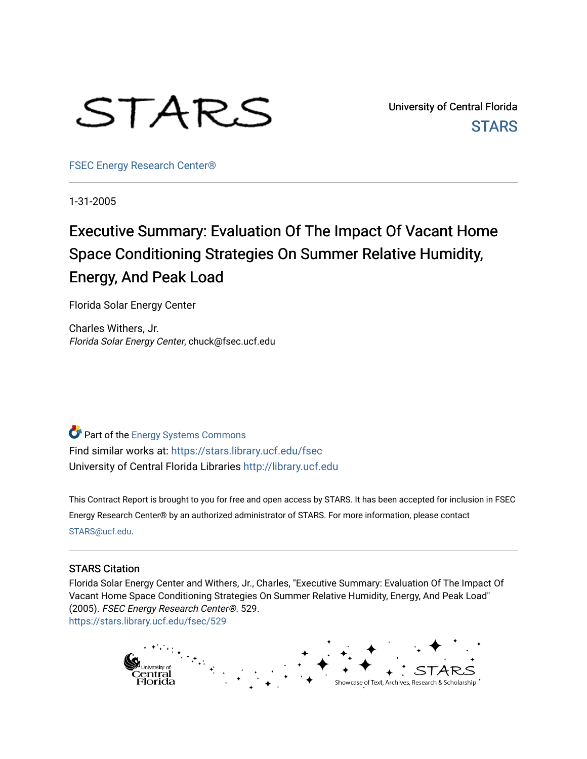University of Central Florida

STARS

FSEC Energy Research Center®

1-31-2005

# Executive Summary: Evaluation Of The Impact Of Vacant Home Space Conditioning Strategies On Summer Relative Humidity, Energy, And Peak Load

Florida Solar Energy Center

Charles Withers, Jr.
*Florida Solar Energy Center*, chuck@fsec.ucf.edu

Part of the Energy Systems Commons

Find similar works at: https://stars.library.ucf.edu/fsec

University of Central Florida Libraries http://library.ucf.edu

This Contract Report is brought to you for free and open access by STARS. It has been accepted for inclusion in FSEC Energy Research Center® by an authorized administrator of STARS. For more information, please contact STARS@ucf.edu.

## STARS Citation

Florida Solar Energy Center and Withers, Jr., Charles, "Executive Summary: Evaluation Of The Impact Of Vacant Home Space Conditioning Strategies On Summer Relative Humidity, Energy, And Peak Load" (2005). *FSEC Energy Research Center®*. 529.
https://stars.library.ucf.edu/fsec/529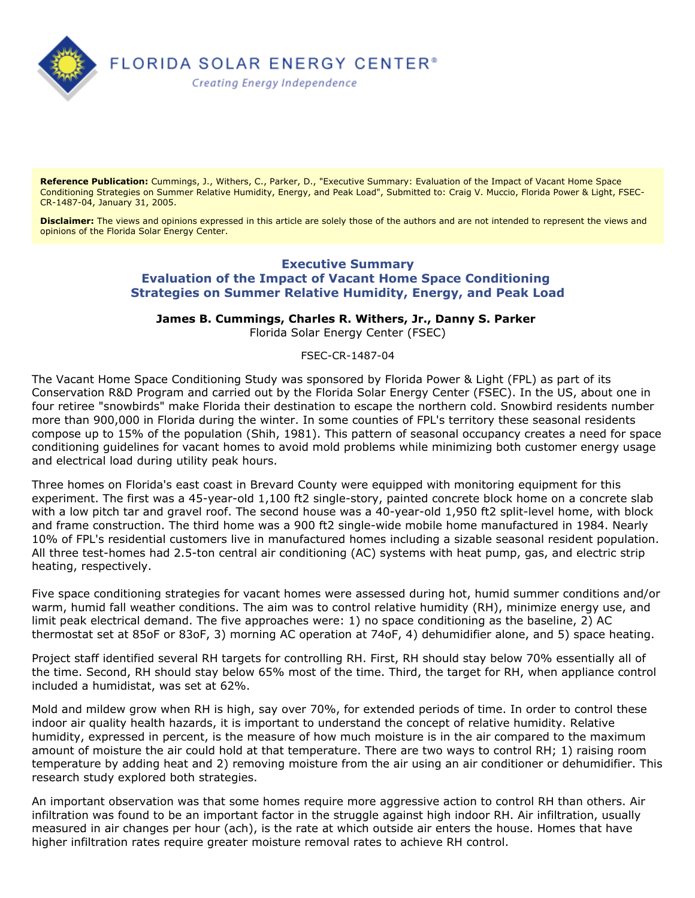**Reference Publication:** Cummings, J., Withers, C., Parker, D., "Executive Summary: Evaluation of the Impact of Vacant Home Space Conditioning Strategies on Summer Relative Humidity, Energy, and Peak Load", Submitted to: Craig V. Muccio, Florida Power & Light, FSEC-CR-1487-04, January 31, 2005.

**Disclaimer:** The views and opinions expressed in this article are solely those of the authors and are not intended to represent the views and opinions of the Florida Solar Energy Center.

## Executive Summary
## Evaluation of the Impact of Vacant Home Space Conditioning Strategies on Summer Relative Humidity, Energy, and Peak Load

**James B. Cummings, Charles R. Withers, Jr., Danny S. Parker**
Florida Solar Energy Center (FSEC)

FSEC-CR-1487-04

The Vacant Home Space Conditioning Study was sponsored by Florida Power & Light (FPL) as part of its Conservation R&D Program and carried out by the Florida Solar Energy Center (FSEC). In the US, about one in four retiree "snowbirds" make Florida their destination to escape the northern cold. Snowbird residents number more than 900,000 in Florida during the winter. In some counties of FPL's territory these seasonal residents compose up to 15% of the population (Shih, 1981). This pattern of seasonal occupancy creates a need for space conditioning guidelines for vacant homes to avoid mold problems while minimizing both customer energy usage and electrical load during utility peak hours.

Three homes on Florida's east coast in Brevard County were equipped with monitoring equipment for this experiment. The first was a 45-year-old 1,100 ft2 single-story, painted concrete block home on a concrete slab with a low pitch tar and gravel roof. The second house was a 40-year-old 1,950 ft2 split-level home, with block and frame construction. The third home was a 900 ft2 single-wide mobile home manufactured in 1984. Nearly 10% of FPL's residential customers live in manufactured homes including a sizable seasonal resident population. All three test-homes had 2.5-ton central air conditioning (AC) systems with heat pump, gas, and electric strip heating, respectively.

Five space conditioning strategies for vacant homes were assessed during hot, humid summer conditions and/or warm, humid fall weather conditions. The aim was to control relative humidity (RH), minimize energy use, and limit peak electrical demand. The five approaches were: 1) no space conditioning as the baseline, 2) AC thermostat set at 85oF or 83oF, 3) morning AC operation at 74oF, 4) dehumidifier alone, and 5) space heating.

Project staff identified several RH targets for controlling RH. First, RH should stay below 70% essentially all of the time. Second, RH should stay below 65% most of the time. Third, the target for RH, when appliance control included a humidistat, was set at 62%.

Mold and mildew grow when RH is high, say over 70%, for extended periods of time. In order to control these indoor air quality health hazards, it is important to understand the concept of relative humidity. Relative humidity, expressed in percent, is the measure of how much moisture is in the air compared to the maximum amount of moisture the air could hold at that temperature. There are two ways to control RH; 1) raising room temperature by adding heat and 2) removing moisture from the air using an air conditioner or dehumidifier. This research study explored both strategies.

An important observation was that some homes require more aggressive action to control RH than others. Air infiltration was found to be an important factor in the struggle against high indoor RH. Air infiltration, usually measured in air changes per hour (ach), is the rate at which outside air enters the house. Homes that have higher infiltration rates require greater moisture removal rates to achieve RH control.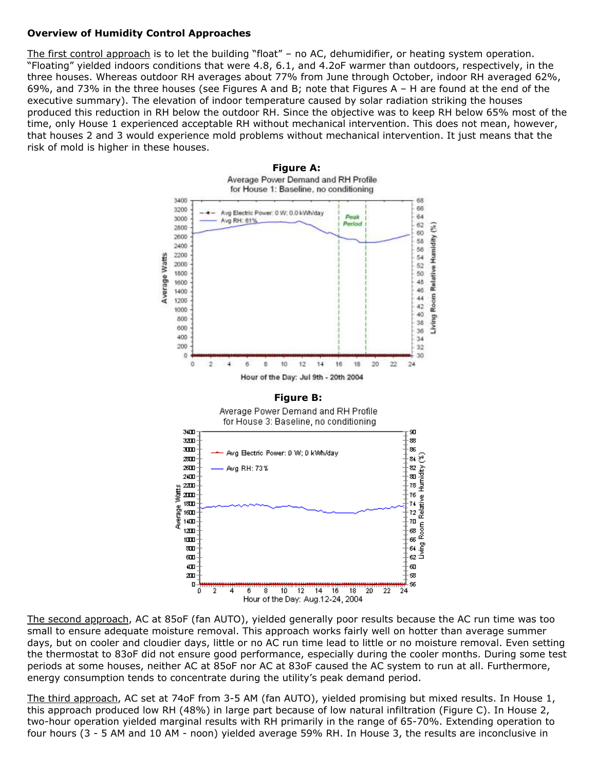**Overview of Humidity Control Approaches**

The first control approach is to let the building "float" – no AC, dehumidifier, or heating system operation. "Floating" yielded indoors conditions that were 4.8, 6.1, and 4.2oF warmer than outdoors, respectively, in the three houses. Whereas outdoor RH averages about 77% from June through October, indoor RH averaged 62%, 69%, and 73% in the three houses (see Figures A and B; note that Figures A – H are found at the end of the executive summary). The elevation of indoor temperature caused by solar radiation striking the houses produced this reduction in RH below the outdoor RH. Since the objective was to keep RH below 65% most of the time, only House 1 experienced acceptable RH without mechanical intervention. This does not mean, however, that houses 2 and 3 would experience mold problems without mechanical intervention. It just means that the risk of mold is higher in these houses.

**Figure A:**

Average Power Demand and RH Profile for House 1: Baseline, no conditioning

**Figure B:**

Average Power Demand and RH Profile for House 3: Baseline, no conditioning

The second approach, AC at 85oF (fan AUTO), yielded generally poor results because the AC run time was too small to ensure adequate moisture removal. This approach works fairly well on hotter than average summer days, but on cooler and cloudier days, little or no AC run time lead to little or no moisture removal. Even setting the thermostat to 83oF did not ensure good performance, especially during the cooler months. During some test periods at some houses, neither AC at 85oF nor AC at 83oF caused the AC system to run at all. Furthermore, energy consumption tends to concentrate during the utility's peak demand period.

The third approach, AC set at 74oF from 3-5 AM (fan AUTO), yielded promising but mixed results. In House 1, this approach produced low RH (48%) in large part because of low natural infiltration (Figure C). In House 2, two-hour operation yielded marginal results with RH primarily in the range of 65-70%. Extending operation to four hours (3 - 5 AM and 10 AM - noon) yielded average 59% RH. In House 3, the results are inconclusive in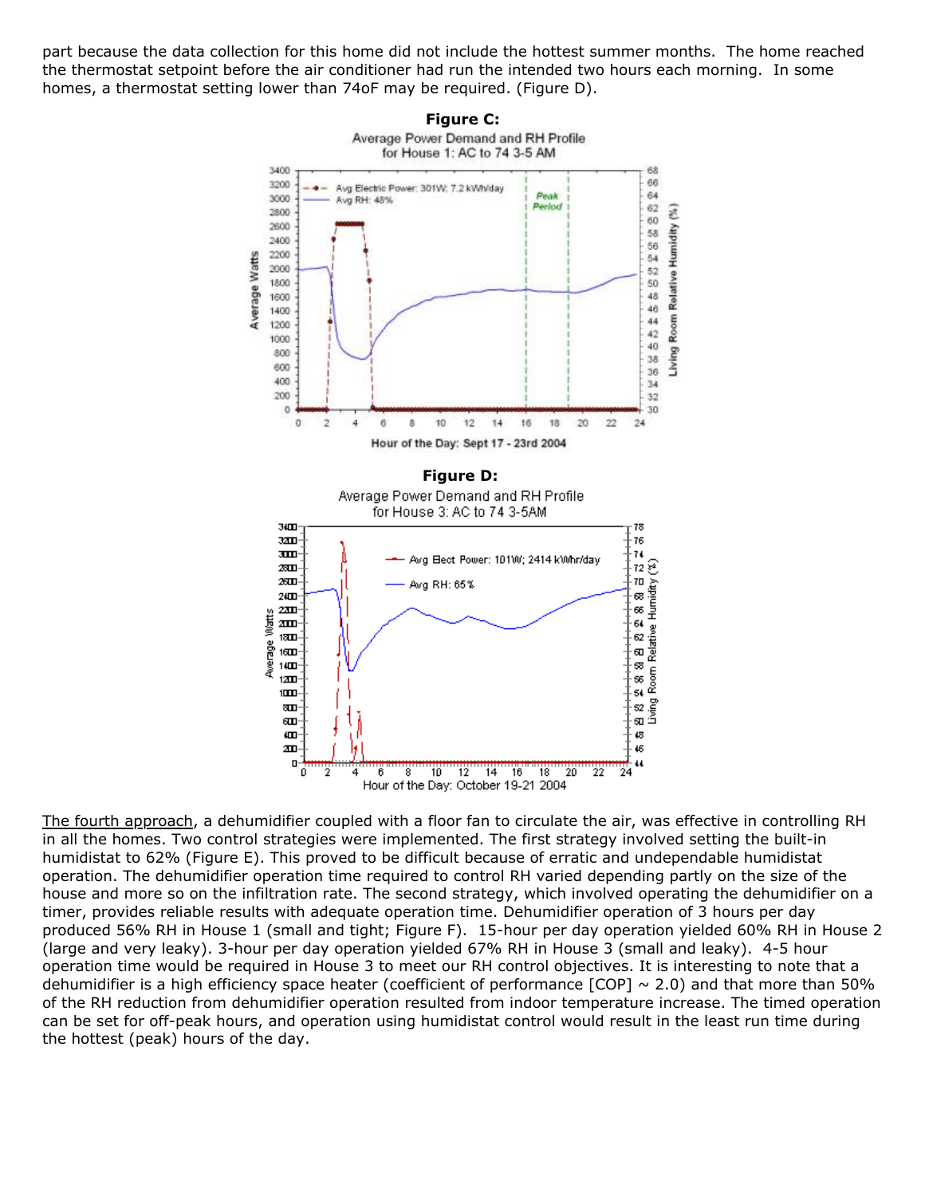part because the data collection for this home did not include the hottest summer months. The home reached the thermostat setpoint before the air conditioner had run the intended two hours each morning. In some homes, a thermostat setting lower than 74oF may be required. (Figure D).

**Figure C:**

**Figure D:**

The fourth approach, a dehumidifier coupled with a floor fan to circulate the air, was effective in controlling RH in all the homes. Two control strategies were implemented. The first strategy involved setting the built-in humidistat to 62% (Figure E). This proved to be difficult because of erratic and undependable humidistat operation. The dehumidifier operation time required to control RH varied depending partly on the size of the house and more so on the infiltration rate. The second strategy, which involved operating the dehumidifier on a timer, provides reliable results with adequate operation time. Dehumidifier operation of 3 hours per day produced 56% RH in House 1 (small and tight; Figure F). 15-hour per day operation yielded 60% RH in House 2 (large and very leaky). 3-hour per day operation yielded 67% RH in House 3 (small and leaky). 4-5 hour operation time would be required in House 3 to meet our RH control objectives. It is interesting to note that a dehumidifier is a high efficiency space heater (coefficient of performance [COP] ~ 2.0) and that more than 50% of the RH reduction from dehumidifier operation resulted from indoor temperature increase. The timed operation can be set for off-peak hours, and operation using humidistat control would result in the least run time during the hottest (peak) hours of the day.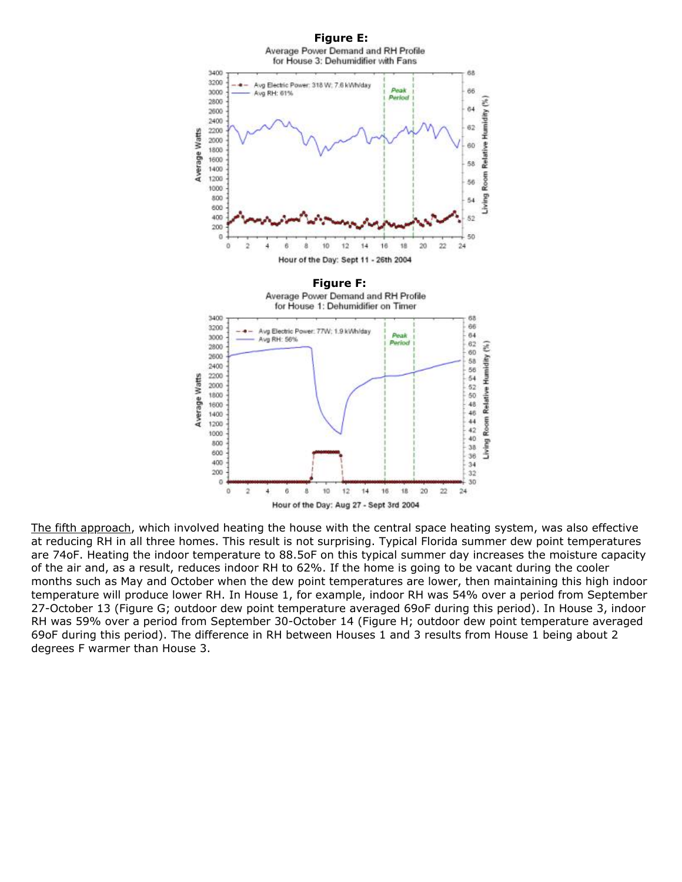**Figure E:**

Average Power Demand and RH Profile for House 3: Dehumidifier with Fans

**Figure F:**

Average Power Demand and RH Profile for House 1: Dehumidifier on Timer

The fifth approach, which involved heating the house with the central space heating system, was also effective at reducing RH in all three homes. This result is not surprising. Typical Florida summer dew point temperatures are 74oF. Heating the indoor temperature to 88.5oF on this typical summer day increases the moisture capacity of the air and, as a result, reduces indoor RH to 62%. If the home is going to be vacant during the cooler months such as May and October when the dew point temperatures are lower, then maintaining this high indoor temperature will produce lower RH. In House 1, for example, indoor RH was 54% over a period from September 27-October 13 (Figure G; outdoor dew point temperature averaged 69oF during this period). In House 3, indoor RH was 59% over a period from September 30-October 14 (Figure H; outdoor dew point temperature averaged 69oF during this period). The difference in RH between Houses 1 and 3 results from House 1 being about 2 degrees F warmer than House 3.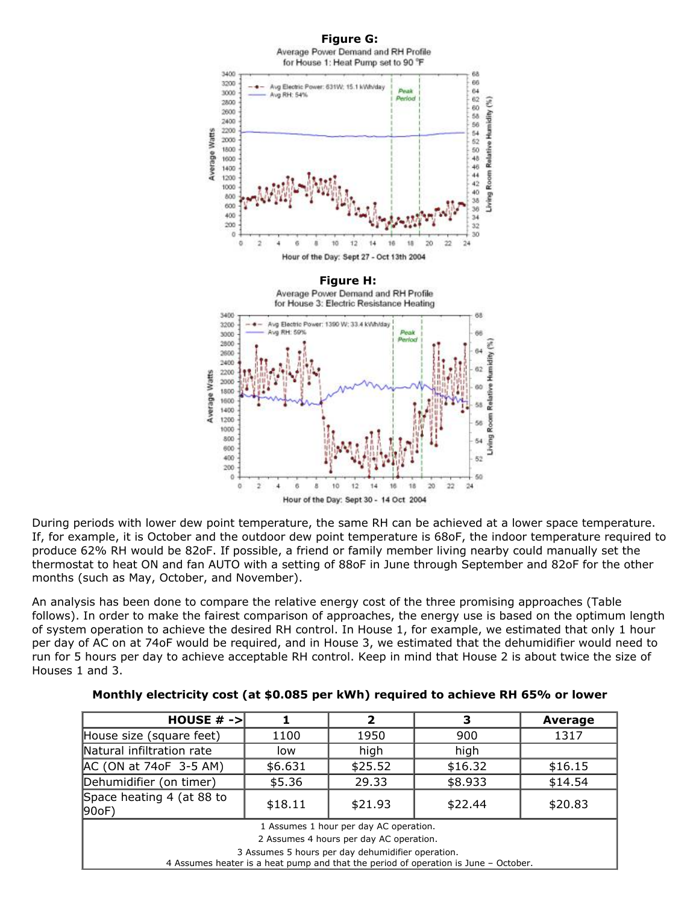**Figure G:**

**Figure H:**

During periods with lower dew point temperature, the same RH can be achieved at a lower space temperature. If, for example, it is October and the outdoor dew point temperature is 68oF, the indoor temperature required to produce 62% RH would be 82oF. If possible, a friend or family member living nearby could manually set the thermostat to heat ON and fan AUTO with a setting of 88oF in June through September and 82oF for the other months (such as May, October, and November).

An analysis has been done to compare the relative energy cost of the three promising approaches (Table follows). In order to make the fairest comparison of approaches, the energy use is based on the optimum length of system operation to achieve the desired RH control. In House 1, for example, we estimated that only 1 hour per day of AC on at 74oF would be required, and in House 3, we estimated that the dehumidifier would need to run for 5 hours per day to achieve acceptable RH control. Keep in mind that House 2 is about twice the size of Houses 1 and 3.

**Monthly electricity cost (at $0.085 per kWh) required to achieve RH 65% or lower**

| HOUSE # -> | 1 | 2 | 3 | Average |
|---|---|---|---|---|
| House size (square feet) | 1100 | 1950 | 900 | 1317 |
| Natural infiltration rate | low | high | high | |
| AC (ON at 74oF 3-5 AM) | $6.631 | $25.52 | $16.32 | $16.15 |
| Dehumidifier (on timer) | $5.36 | 29.33 | $8.933 | $14.54 |
| Space heating 4 (at 88 to 90oF) | $18.11 | $21.93 | $22.44 | $20.83 |

1 Assumes 1 hour per day AC operation.
2 Assumes 4 hours per day AC operation.
3 Assumes 5 hours per day dehumidifier operation.
4 Assumes heater is a heat pump and that the period of operation is June – October.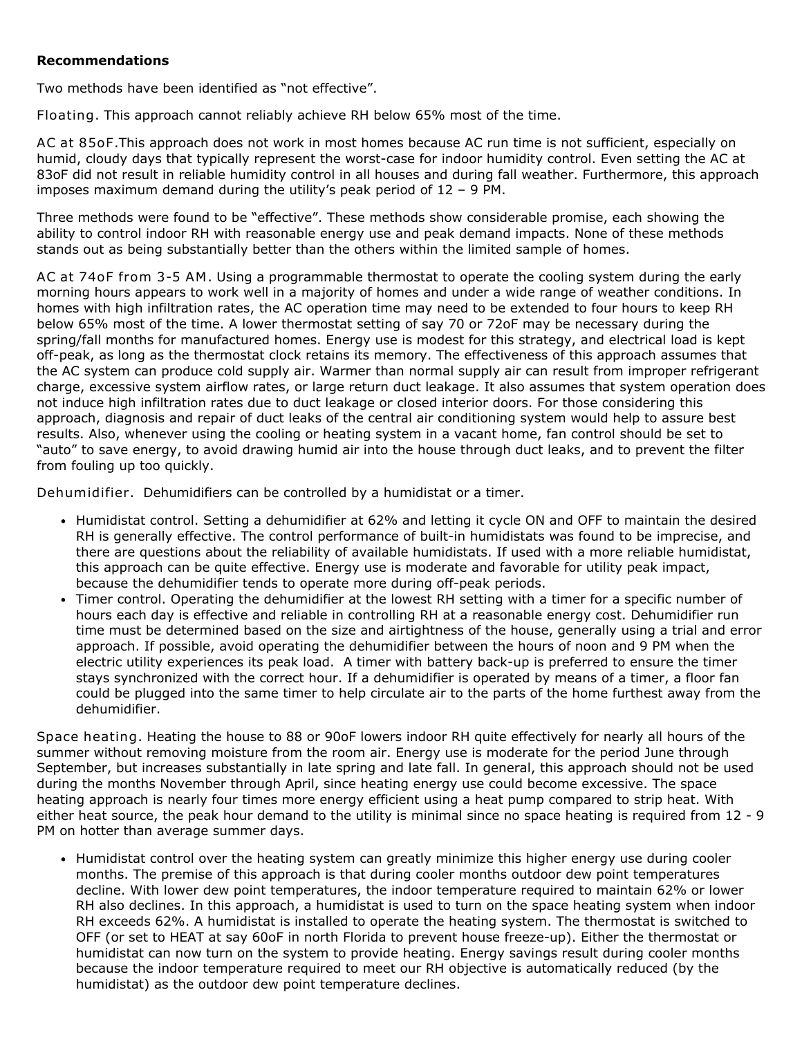**Recommendations**

Two methods have been identified as "not effective".

Floating. This approach cannot reliably achieve RH below 65% most of the time.

AC at 85oF.This approach does not work in most homes because AC run time is not sufficient, especially on humid, cloudy days that typically represent the worst-case for indoor humidity control. Even setting the AC at 83oF did not result in reliable humidity control in all houses and during fall weather. Furthermore, this approach imposes maximum demand during the utility's peak period of 12 – 9 PM.

Three methods were found to be "effective". These methods show considerable promise, each showing the ability to control indoor RH with reasonable energy use and peak demand impacts. None of these methods stands out as being substantially better than the others within the limited sample of homes.

AC at 74oF from 3-5 AM. Using a programmable thermostat to operate the cooling system during the early morning hours appears to work well in a majority of homes and under a wide range of weather conditions. In homes with high infiltration rates, the AC operation time may need to be extended to four hours to keep RH below 65% most of the time. A lower thermostat setting of say 70 or 72oF may be necessary during the spring/fall months for manufactured homes. Energy use is modest for this strategy, and electrical load is kept off-peak, as long as the thermostat clock retains its memory. The effectiveness of this approach assumes that the AC system can produce cold supply air. Warmer than normal supply air can result from improper refrigerant charge, excessive system airflow rates, or large return duct leakage. It also assumes that system operation does not induce high infiltration rates due to duct leakage or closed interior doors. For those considering this approach, diagnosis and repair of duct leaks of the central air conditioning system would help to assure best results. Also, whenever using the cooling or heating system in a vacant home, fan control should be set to "auto" to save energy, to avoid drawing humid air into the house through duct leaks, and to prevent the filter from fouling up too quickly.

Dehumidifier. Dehumidifiers can be controlled by a humidistat or a timer.

- Humidistat control. Setting a dehumidifier at 62% and letting it cycle ON and OFF to maintain the desired RH is generally effective. The control performance of built-in humidistats was found to be imprecise, and there are questions about the reliability of available humidistats. If used with a more reliable humidistat, this approach can be quite effective. Energy use is moderate and favorable for utility peak impact, because the dehumidifier tends to operate more during off-peak periods.
- Timer control. Operating the dehumidifier at the lowest RH setting with a timer for a specific number of hours each day is effective and reliable in controlling RH at a reasonable energy cost. Dehumidifier run time must be determined based on the size and airtightness of the house, generally using a trial and error approach. If possible, avoid operating the dehumidifier between the hours of noon and 9 PM when the electric utility experiences its peak load. A timer with battery back-up is preferred to ensure the timer stays synchronized with the correct hour. If a dehumidifier is operated by means of a timer, a floor fan could be plugged into the same timer to help circulate air to the parts of the home furthest away from the dehumidifier.

Space heating. Heating the house to 88 or 90oF lowers indoor RH quite effectively for nearly all hours of the summer without removing moisture from the room air. Energy use is moderate for the period June through September, but increases substantially in late spring and late fall. In general, this approach should not be used during the months November through April, since heating energy use could become excessive. The space heating approach is nearly four times more energy efficient using a heat pump compared to strip heat. With either heat source, the peak hour demand to the utility is minimal since no space heating is required from 12 - 9 PM on hotter than average summer days.

- Humidistat control over the heating system can greatly minimize this higher energy use during cooler months. The premise of this approach is that during cooler months outdoor dew point temperatures decline. With lower dew point temperatures, the indoor temperature required to maintain 62% or lower RH also declines. In this approach, a humidistat is used to turn on the space heating system when indoor RH exceeds 62%. A humidistat is installed to operate the heating system. The thermostat is switched to OFF (or set to HEAT at say 60oF in north Florida to prevent house freeze-up). Either the thermostat or humidistat can now turn on the system to provide heating. Energy savings result during cooler months because the indoor temperature required to meet our RH objective is automatically reduced (by the humidistat) as the outdoor dew point temperature declines.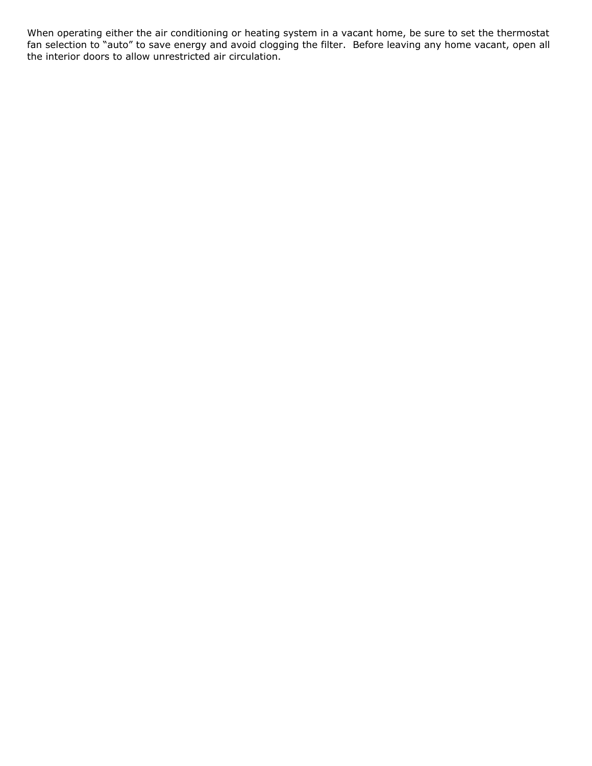When operating either the air conditioning or heating system in a vacant home, be sure to set the thermostat fan selection to "auto" to save energy and avoid clogging the filter.  Before leaving any home vacant, open all the interior doors to allow unrestricted air circulation.